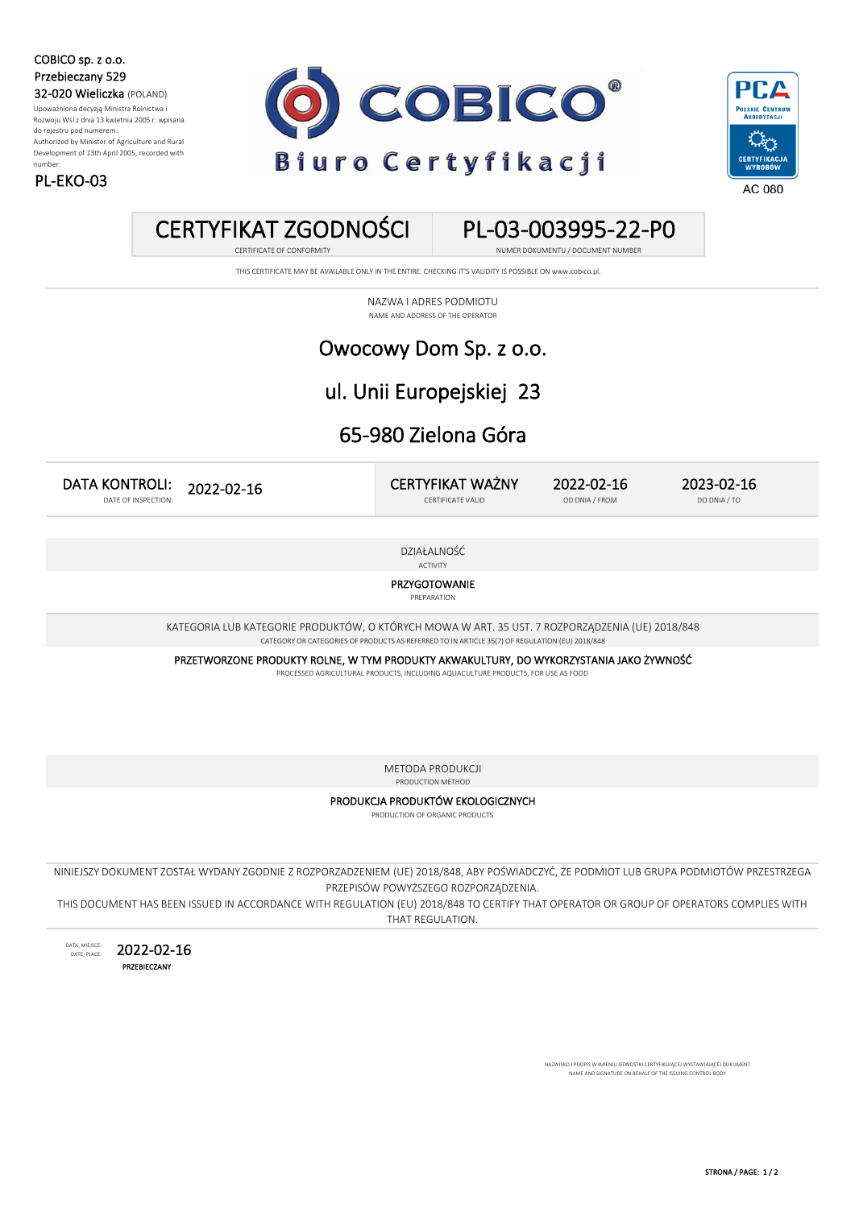COBICO sp. z o.o.
Przebieczany 529
32-020 Wieliczka (POLAND)

Upoważniona decyzją Ministra Rolnictwa i Rozwoju Wsi z dnia 13 kwietnia 2005 r. wpisana do rejestru pod numerem:
Authorized by Minister of Agriculture and Rural Development of 13th April 2005, recorded with number:

PL-EKO-03

COBICO®
Biuro Certyfikacji

PCA Polskie Centrum Akredytacji
CERTYFIKACJA WYROBÓW
AC 080

# CERTYFIKAT ZGODNOŚCI

CERTIFICATE OF CONFORMITY

# PL-03-003995-22-P0

NUMER DOKUMENTU / DOCUMENT NUMBER

THIS CERTIFICATE MAY BE AVAILABLE ONLY IN THE ENTIRE. CHECKING IT'S VALIDITY IS POSSIBLE ON www.cobico.pl.

NAZWA I ADRES PODMIOTU
NAME AND ADDRESS OF THE OPERATOR

## Owocowy Dom Sp. z o.o.

## ul. Unii Europejskiej 23

## 65-980 Zielona Góra

| DATA KONTROLI: DATE OF INSPECTION: | 2022-02-16 | CERTYFIKAT WAŻNY CERTIFICATE VALID | 2022-02-16 OD DNIA / FROM | 2023-02-16 DO DNIA / TO |
|---|---|---|---|---|

DZIAŁALNOŚĆ
ACTIVITY

**PRZYGOTOWANIE**
PREPARATION

KATEGORIA LUB KATEGORIE PRODUKTÓW, O KTÓRYCH MOWA W ART. 35 UST. 7 ROZPORZĄDZENIA (UE) 2018/848
CATEGORY OR CATEGORIES OF PRODUCTS AS REFERRED TO IN ARTICLE 35(7) OF REGULATION (EU) 2018/848

**PRZETWORZONE PRODUKTY ROLNE, W TYM PRODUKTY AKWAKULTURY, DO WYKORZYSTANIA JAKO ŻYWNOŚĆ**
PROCESSED AGRICULTURAL PRODUCTS, INCLUDING AQUACULTURE PRODUCTS, FOR USE AS FOOD

METODA PRODUKCJI
PRODUCTION METHOD

**PRODUKCJA PRODUKTÓW EKOLOGICZNYCH**
PRODUCTION OF ORGANIC PRODUCTS

NINIEJSZY DOKUMENT ZOSTAŁ WYDANY ZGODNIE Z ROZPORZADZENIEM (UE) 2018/848, ABY POŚWIADCZYĆ, ŻE PODMIOT LUB GRUPA PODMIOTÓW PRZESTRZEGA PRZEPISÓW POWYŻSZEGO ROZPORZĄDZENIA.
THIS DOCUMENT HAS BEEN ISSUED IN ACCORDANCE WITH REGULATION (EU) 2018/848 TO CERTIFY THAT OPERATOR OR GROUP OF OPERATORS COMPLIES WITH THAT REGULATION.

DATA, MIEJSCE: / DATE, PLACE: 2022-02-16
**PRZEBIECZANY**

NAZWISKO I PODPIS W IMIENIU JEDNOSTKI CERTYFIKUJĄCEJ WYSTAWIAJĄCEJ DOKUMENT
NAME AND SIGNATURE ON BEHALF OF THE ISSUING CONTROL BODY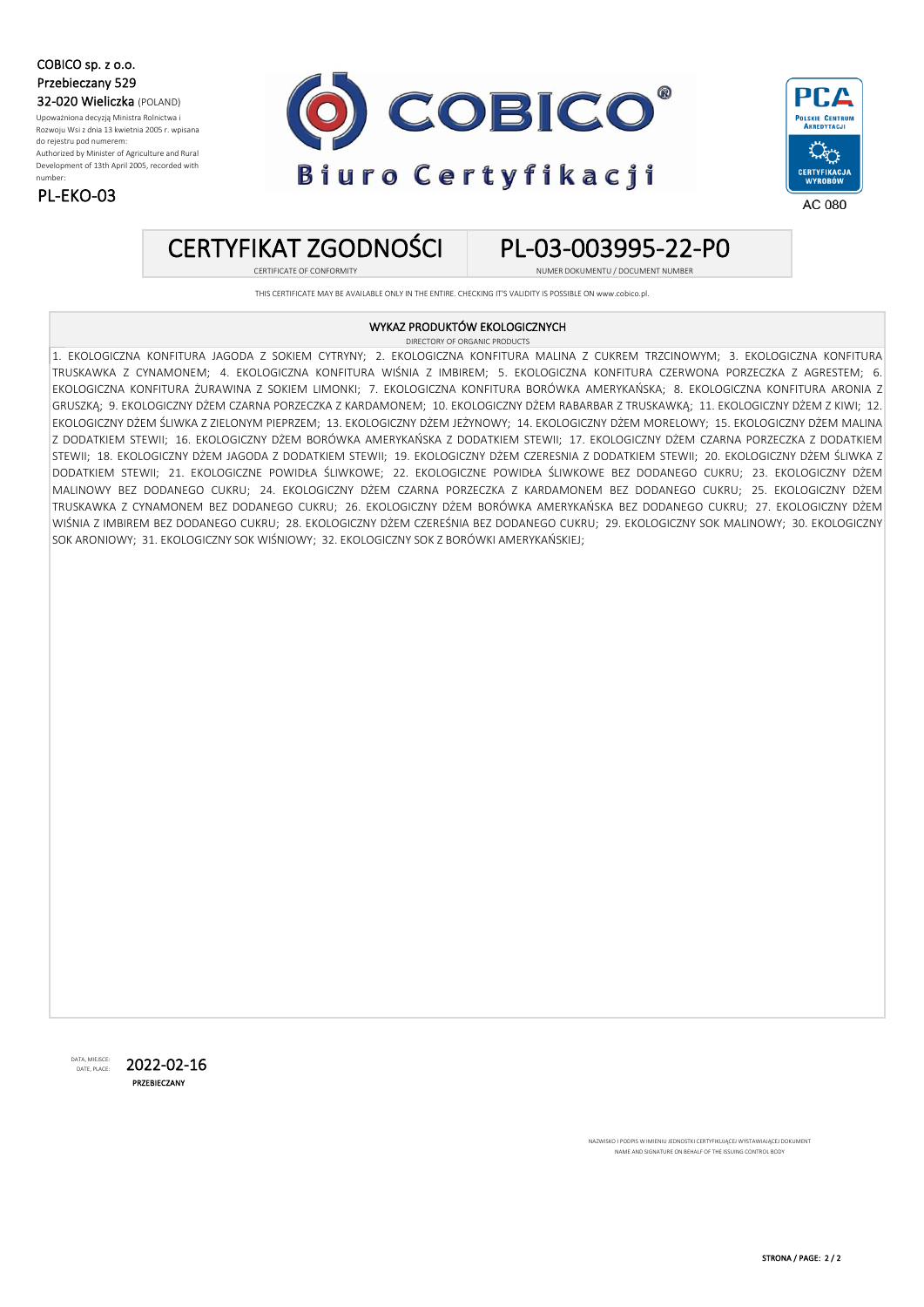COBICO sp. z o.o.
Przebieczany 529
32-020 Wieliczka (POLAND)

Upoważniona decyzją Ministra Rolnictwa i Rozwoju Wsi z dnia 13 kwietnia 2005 r. wpisana do rejestru pod numerem:
Authorized by Minister of Agriculture and Rural Development of 13th April 2005, recorded with number:

PL-EKO-03

COBICO®
Biuro Certyfikacji

PCA
Polskie Centrum Akredytacji
CERTYFIKACJA WYROBÓW
AC 080

# CERTYFIKAT ZGODNOŚCI — PL-03-003995-22-P0

CERTIFICATE OF CONFORMITY — NUMER DOKUMENTU / DOCUMENT NUMBER

THIS CERTIFICATE MAY BE AVAILABLE ONLY IN THE ENTIRE. CHECKING IT'S VALIDITY IS POSSIBLE ON www.cobico.pl.

## WYKAZ PRODUKTÓW EKOLOGICZNYCH

DIRECTORY OF ORGANIC PRODUCTS

1. EKOLOGICZNA KONFITURA JAGODA Z SOKIEM CYTRYNY; 2. EKOLOGICZNA KONFITURA MALINA Z CUKREM TRZCINOWYM; 3. EKOLOGICZNA KONFITURA TRUSKAWKA Z CYNAMONEM; 4. EKOLOGICZNA KONFITURA WIŚNIA Z IMBIREM; 5. EKOLOGICZNA KONFITURA CZERWONA PORZECZKA Z AGRESTEM; 6. EKOLOGICZNA KONFITURA ŻURAWINA Z SOKIEM LIMONKI; 7. EKOLOGICZNA KONFITURA BORÓWKA AMERYKAŃSKA; 8. EKOLOGICZNA KONFITURA ARONIA Z GRUSZKĄ; 9. EKOLOGICZNY DŻEM CZARNA PORZECZKA Z KARDAMONEM; 10. EKOLOGICZNY DŻEM RABARBAR Z TRUSKAWKĄ; 11. EKOLOGICZNY DŻEM Z KIWI; 12. EKOLOGICZNY DŻEM ŚLIWKA Z ZIELONYM PIEPRZEM; 13. EKOLOGICZNY DŻEM JEŻYNOWY; 14. EKOLOGICZNY DŻEM MORELOWY; 15. EKOLOGICZNY DŻEM MALINA Z DODATKIEM STEWII; 16. EKOLOGICZNY DŻEM BORÓWKA AMERYKAŃSKA Z DODATKIEM STEWII; 17. EKOLOGICZNY DŻEM CZARNA PORZECZKA Z DODATKIEM STEWII; 18. EKOLOGICZNY DŻEM JAGODA Z DODATKIEM STEWII; 19. EKOLOGICZNY DŻEM CZERESNIA Z DODATKIEM STEWII; 20. EKOLOGICZNY DŻEM ŚLIWKA Z DODATKIEM STEWII; 21. EKOLOGICZNE POWIDŁA ŚLIWKOWE; 22. EKOLOGICZNE POWIDŁA ŚLIWKOWE BEZ DODANEGO CUKRU; 23. EKOLOGICZNY DŻEM MALINOWY BEZ DODANEGO CUKRU; 24. EKOLOGICZNY DŻEM CZARNA PORZECZKA Z KARDAMONEM BEZ DODANEGO CUKRU; 25. EKOLOGICZNY DŻEM TRUSKAWKA Z CYNAMONEM BEZ DODANEGO CUKRU; 26. EKOLOGICZNY DŻEM BORÓWKA AMERYKAŃSKA BEZ DODANEGO CUKRU; 27. EKOLOGICZNY DŻEM WIŚNIA Z IMBIREM BEZ DODANEGO CUKRU; 28. EKOLOGICZNY DŻEM CZEREŚNIA BEZ DODANEGO CUKRU; 29. EKOLOGICZNY SOK MALINOWY; 30. EKOLOGICZNY SOK ARONIOWY; 31. EKOLOGICZNY SOK WIŚNIOWY; 32. EKOLOGICZNY SOK Z BORÓWKI AMERYKAŃSKIEJ;

DATA, MIEJSCE: / DATE, PLACE: 2022-02-16
PRZEBIECZANY

NAZWISKO I PODPIS W IMIENIU JEDNOSTKI CERTYFIKUJĄCEJ WYSTAWIAJĄCEJ DOKUMENT
NAME AND SIGNATURE ON BEHALF OF THE ISSUING CONTROL BODY